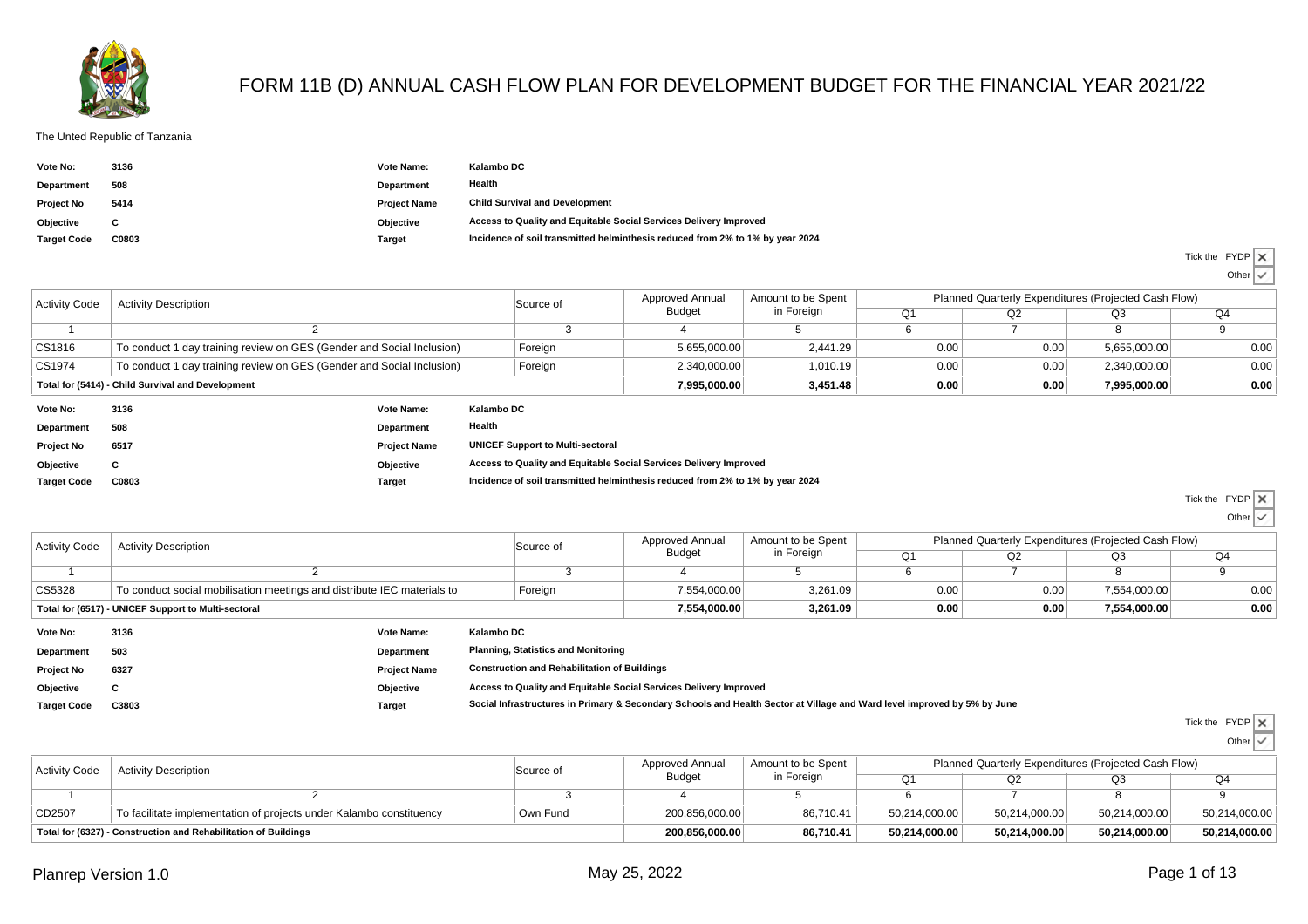# FORM 11B (D) ANNUAL CASH FLOW PLAN FOR DEVELOPMENT BUDGET FOR THE FINANCIAL YEAR 2021/22

The Unted Republic of Tanzania

| | | | |
|---|---|---|---|
| **Vote No:** | **3136** | **Vote Name:** | **Kalambo DC** |
| **Department** | **508** | **Department** | **Health** |
| **Project No** | **5414** | **Project Name** | **Child Survival and Development** |
| **Objective** | **C** | **Objective** | **Access to Quality and Equitable Social Services Delivery Improved** |
| **Target Code** | **C0803** | **Target** | **Incidence of soil transmitted helminthesis reduced from 2% to 1% by year 2024** |

Tick the FYDP ✕
Other ✓

| Activity Code | Activity Description | Source of | Approved Annual Budget | Amount to be Spent in Foreign | Planned Quarterly Expenditures (Projected Cash Flow) | | | |
|---|---|---|---|---|---|---|---|---|
| | | | | | Q1 | Q2 | Q3 | Q4 |
| 1 | 2 | 3 | 4 | 5 | 6 | 7 | 8 | 9 |
| CS1816 | To conduct 1 day training review on GES (Gender and Social Inclusion) | Foreign | 5,655,000.00 | 2,441.29 | 0.00 | 0.00 | 5,655,000.00 | 0.00 |
| CS1974 | To conduct 1 day training review on GES (Gender and Social Inclusion) | Foreign | 2,340,000.00 | 1,010.19 | 0.00 | 0.00 | 2,340,000.00 | 0.00 |
| **Total for (5414) - Child Survival and Development** | | | **7,995,000.00** | **3,451.48** | **0.00** | **0.00** | **7,995,000.00** | **0.00** |

| | | | |
|---|---|---|---|
| **Vote No:** | **3136** | **Vote Name:** | **Kalambo DC** |
| **Department** | **508** | **Department** | **Health** |
| **Project No** | **6517** | **Project Name** | **UNICEF Support to Multi-sectoral** |
| **Objective** | **C** | **Objective** | **Access to Quality and Equitable Social Services Delivery Improved** |
| **Target Code** | **C0803** | **Target** | **Incidence of soil transmitted helminthesis reduced from 2% to 1% by year 2024** |

Tick the FYDP ✕
Other ✓

| Activity Code | Activity Description | Source of | Approved Annual Budget | Amount to be Spent in Foreign | Planned Quarterly Expenditures (Projected Cash Flow) | | | |
|---|---|---|---|---|---|---|---|---|
| | | | | | Q1 | Q2 | Q3 | Q4 |
| 1 | 2 | 3 | 4 | 5 | 6 | 7 | 8 | 9 |
| CS5328 | To conduct social mobilisation meetings and distribute IEC materials to | Foreign | 7,554,000.00 | 3,261.09 | 0.00 | 0.00 | 7,554,000.00 | 0.00 |
| **Total for (6517) - UNICEF Support to Multi-sectoral** | | | **7,554,000.00** | **3,261.09** | **0.00** | **0.00** | **7,554,000.00** | **0.00** |

| | | | |
|---|---|---|---|
| **Vote No:** | **3136** | **Vote Name:** | **Kalambo DC** |
| **Department** | **503** | **Department** | **Planning, Statistics and Monitoring** |
| **Project No** | **6327** | **Project Name** | **Construction and Rehabilitation of Buildings** |
| **Objective** | **C** | **Objective** | **Access to Quality and Equitable Social Services Delivery Improved** |
| **Target Code** | **C3803** | **Target** | **Social Infrastructures in Primary & Secondary Schools and Health Sector at Village and Ward level improved by 5% by June** |

Tick the FYDP ✕
Other ✓

| Activity Code | Activity Description | Source of | Approved Annual Budget | Amount to be Spent in Foreign | Planned Quarterly Expenditures (Projected Cash Flow) | | | |
|---|---|---|---|---|---|---|---|---|
| | | | | | Q1 | Q2 | Q3 | Q4 |
| 1 | 2 | 3 | 4 | 5 | 6 | 7 | 8 | 9 |
| CD2507 | To facilitate implementation of projects under Kalambo constituency | Own Fund | 200,856,000.00 | 86,710.41 | 50,214,000.00 | 50,214,000.00 | 50,214,000.00 | 50,214,000.00 |
| **Total for (6327) - Construction and Rehabilitation of Buildings** | | | **200,856,000.00** | **86,710.41** | **50,214,000.00** | **50,214,000.00** | **50,214,000.00** | **50,214,000.00** |

Planrep Version 1.0 May 25, 2022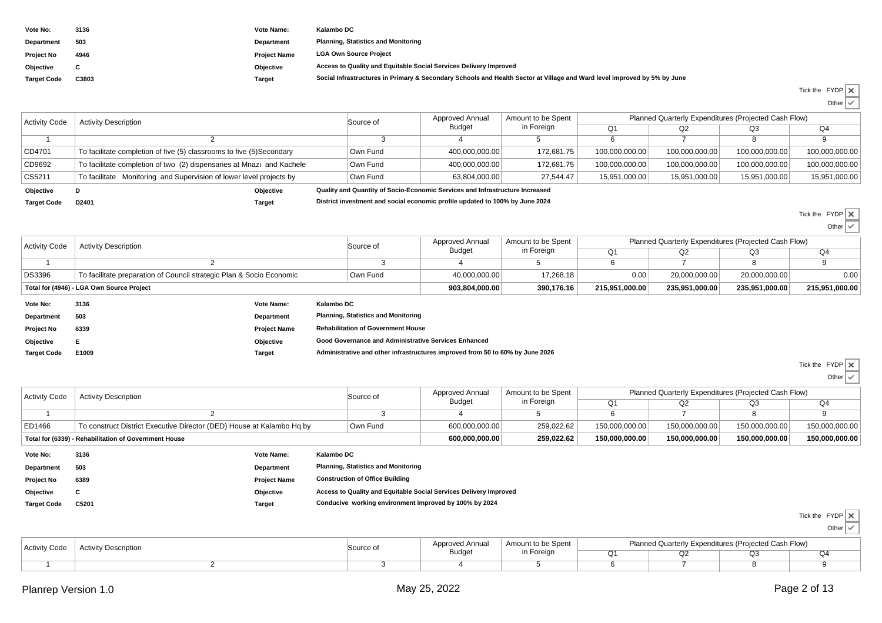| | | | |
|---|---|---|---|
| **Vote No:** | **3136** | **Vote Name:** | **Kalambo DC** |
| **Department** | **503** | **Department** | **Planning, Statistics and Monitoring** |
| **Project No** | **4946** | **Project Name** | **LGA Own Source Project** |
| **Objective** | **C** | **Objective** | **Access to Quality and Equitable Social Services Delivery Improved** |
| **Target Code** | **C3803** | **Target** | **Social Infrastructures in Primary & Secondary Schools and Health Sector at Village and Ward level improved by 5% by June** |

Tick the FYDP ✗
Other ✓

| Activity Code | Activity Description | Source of | Approved Annual Budget | Amount to be Spent in Foreign | Planned Quarterly Expenditures (Projected Cash Flow) | | | |
|---|---|---|---|---|---|---|---|---|
| | | | | | Q1 | Q2 | Q3 | Q4 |
| 1 | 2 | 3 | 4 | 5 | 6 | 7 | 8 | 9 |
| CD4701 | To facilitate completion of five (5) classrooms to five (5)Secondary | Own Fund | 400,000,000.00 | 172,681.75 | 100,000,000.00 | 100,000,000.00 | 100,000,000.00 | 100,000,000.00 |
| CD9692 | To facilitate completion of two (2) dispensaries at Mnazi and Kachele | Own Fund | 400,000,000.00 | 172,681.75 | 100,000,000.00 | 100,000,000.00 | 100,000,000.00 | 100,000,000.00 |
| CS5211 | To facilitate Monitoring and Supervision of lower level projects by | Own Fund | 63,804,000.00 | 27,544.47 | 15,951,000.00 | 15,951,000.00 | 15,951,000.00 | 15,951,000.00 |

| | | | |
|---|---|---|---|
| **Objective** | **D** | **Objective** | **Quality and Quantity of Socio-Economic Services and Infrastructure Increased** |
| **Target Code** | **D2401** | **Target** | **District investment and social economic profile updated to 100% by June 2024** |

Tick the FYDP ✗
Other ✓

| Activity Code | Activity Description | Source of | Approved Annual Budget | Amount to be Spent in Foreign | Planned Quarterly Expenditures (Projected Cash Flow) | | | |
|---|---|---|---|---|---|---|---|---|
| | | | | | Q1 | Q2 | Q3 | Q4 |
| 1 | 2 | 3 | 4 | 5 | 6 | 7 | 8 | 9 |
| DS3396 | To facilitate preparation of Council strategic Plan & Socio Economic | Own Fund | 40,000,000.00 | 17,268.18 | 0.00 | 20,000,000.00 | 20,000,000.00 | 0.00 |
| **Total for (4946) - LGA Own Source Project** | | | **903,804,000.00** | **390,176.16** | **215,951,000.00** | **235,951,000.00** | **235,951,000.00** | **215,951,000.00** |

| | | | |
|---|---|---|---|
| **Vote No:** | **3136** | **Vote Name:** | **Kalambo DC** |
| **Department** | **503** | **Department** | **Planning, Statistics and Monitoring** |
| **Project No** | **6339** | **Project Name** | **Rehabilitation of Government House** |
| **Objective** | **E** | **Objective** | **Good Governance and Administrative Services Enhanced** |
| **Target Code** | **E1009** | **Target** | **Administrative and other infrastructures improved from 50 to 60% by June 2026** |

Tick the FYDP ✗
Other ✓

| Activity Code | Activity Description | Source of | Approved Annual Budget | Amount to be Spent in Foreign | Planned Quarterly Expenditures (Projected Cash Flow) | | | |
|---|---|---|---|---|---|---|---|---|
| | | | | | Q1 | Q2 | Q3 | Q4 |
| 1 | 2 | 3 | 4 | 5 | 6 | 7 | 8 | 9 |
| ED1466 | To construct District Executive Director (DED) House at Kalambo Hq by | Own Fund | 600,000,000.00 | 259,022.62 | 150,000,000.00 | 150,000,000.00 | 150,000,000.00 | 150,000,000.00 |
| **Total for (6339) - Rehabilitation of Government House** | | | **600,000,000.00** | **259,022.62** | **150,000,000.00** | **150,000,000.00** | **150,000,000.00** | **150,000,000.00** |

| | | | |
|---|---|---|---|
| **Vote No:** | **3136** | **Vote Name:** | **Kalambo DC** |
| **Department** | **503** | **Department** | **Planning, Statistics and Monitoring** |
| **Project No** | **6389** | **Project Name** | **Construction of Office Building** |
| **Objective** | **C** | **Objective** | **Access to Quality and Equitable Social Services Delivery Improved** |
| **Target Code** | **C5201** | **Target** | **Conducive working environment improved by 100% by 2024** |

Tick the FYDP ✗
Other ✓

| Activity Code | Activity Description | Source of | Approved Annual Budget | Amount to be Spent in Foreign | Planned Quarterly Expenditures (Projected Cash Flow) | | | |
|---|---|---|---|---|---|---|---|---|
| | | | | | Q1 | Q2 | Q3 | Q4 |
| 1 | 2 | 3 | 4 | 5 | 6 | 7 | 8 | 9 |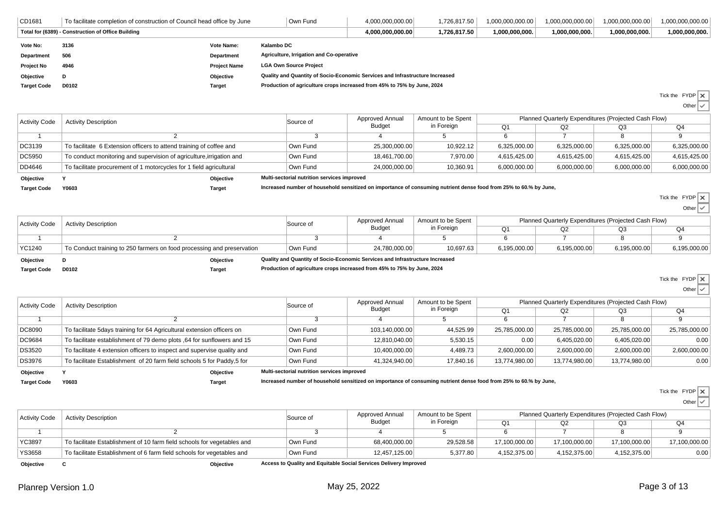| CD1681 | To facilitate completion of construction of Council head office by June | Own Fund | 4,000,000,000.00 | 1,726,817.50 | 1,000,000,000.00 | 1,000,000,000.00 | 1,000,000,000.00 | 1,000,000,000.00 |
|---|---|---|---|---|---|---|---|---|
| **Total for (6389) - Construction of Office Building** | | | **4,000,000,000.00** | **1,726,817.50** | **1,000,000,000.** | **1,000,000,000.** | **1,000,000,000.** | **1,000,000,000.** |

**Vote No:** 3136 **Vote Name:** Kalambo DC
**Department** 506 **Department** Agriculture, Irrigation and Co-operative
**Project No** 4946 **Project Name** LGA Own Source Project
**Objective** D **Objective** Quality and Quantity of Socio-Economic Services and Infrastructure Increased
**Target Code** D0102 **Target** Production of agriculture crops increased from 45% to 75% by June, 2024

Tick the FYDP ✕
Other ✓

| Activity Code | Activity Description | Source of | Approved Annual Budget | Amount to be Spent in Foreign | Planned Quarterly Expenditures (Projected Cash Flow) | | | |
|---|---|---|---|---|---|---|---|---|
| | | | | | Q1 | Q2 | Q3 | Q4 |
| 1 | 2 | 3 | 4 | 5 | 6 | 7 | 8 | 9 |
| DC3139 | To facilitate 6 Extension officers to attend training of coffee and | Own Fund | 25,300,000.00 | 10,922.12 | 6,325,000.00 | 6,325,000.00 | 6,325,000.00 | 6,325,000.00 |
| DC5950 | To conduct monitoring and supervision of agriculture,irrigation and | Own Fund | 18,461,700.00 | 7,970.00 | 4,615,425.00 | 4,615,425.00 | 4,615,425.00 | 4,615,425.00 |
| DD4646 | To facilitate procurement of 1 motorcycles for 1 field agricultural | Own Fund | 24,000,000.00 | 10,360.91 | 6,000,000.00 | 6,000,000.00 | 6,000,000.00 | 6,000,000.00 |

**Objective** Y **Objective** Multi-sectorial nutrition services improved
**Target Code** Y0603 **Target** Increased number of household sensitized on importance of consuming nutrient dense food from 25% to 60.% by June,

Tick the FYDP ✕
Other ✓

| Activity Code | Activity Description | Source of | Approved Annual Budget | Amount to be Spent in Foreign | Planned Quarterly Expenditures (Projected Cash Flow) | | | |
|---|---|---|---|---|---|---|---|---|
| | | | | | Q1 | Q2 | Q3 | Q4 |
| 1 | 2 | 3 | 4 | 5 | 6 | 7 | 8 | 9 |
| YC1240 | To Conduct training to 250 farmers on food processing and preservation | Own Fund | 24,780,000.00 | 10,697.63 | 6,195,000.00 | 6,195,000.00 | 6,195,000.00 | 6,195,000.00 |

**Objective** D **Objective** Quality and Quantity of Socio-Economic Services and Infrastructure Increased
**Target Code** D0102 **Target** Production of agriculture crops increased from 45% to 75% by June, 2024

Tick the FYDP ✕
Other ✓

| Activity Code | Activity Description | Source of | Approved Annual Budget | Amount to be Spent in Foreign | Planned Quarterly Expenditures (Projected Cash Flow) | | | |
|---|---|---|---|---|---|---|---|---|
| | | | | | Q1 | Q2 | Q3 | Q4 |
| 1 | 2 | 3 | 4 | 5 | 6 | 7 | 8 | 9 |
| DC8090 | To facilitate 5days training for 64 Agricultural extension officers on | Own Fund | 103,140,000.00 | 44,525.99 | 25,785,000.00 | 25,785,000.00 | 25,785,000.00 | 25,785,000.00 |
| DC9684 | To facilitate establishment of 79 demo plots ,64 for sunflowers and 15 | Own Fund | 12,810,040.00 | 5,530.15 | 0.00 | 6,405,020.00 | 6,405,020.00 | 0.00 |
| DS3520 | To facilitate 4 extension officers to inspect and supervise quality and | Own Fund | 10,400,000.00 | 4,489.73 | 2,600,000.00 | 2,600,000.00 | 2,600,000.00 | 2,600,000.00 |
| DS3976 | To facilitate Establishment of 20 farm field schools 5 for Paddy,5 for | Own Fund | 41,324,940.00 | 17,840.16 | 13,774,980.00 | 13,774,980.00 | 13,774,980.00 | 0.00 |

**Objective** Y **Objective** Multi-sectorial nutrition services improved
**Target Code** Y0603 **Target** Increased number of household sensitized on importance of consuming nutrient dense food from 25% to 60.% by June,

Tick the FYDP ✕
Other ✓

| Activity Code | Activity Description | Source of | Approved Annual Budget | Amount to be Spent in Foreign | Planned Quarterly Expenditures (Projected Cash Flow) | | | |
|---|---|---|---|---|---|---|---|---|
| | | | | | Q1 | Q2 | Q3 | Q4 |
| 1 | 2 | 3 | 4 | 5 | 6 | 7 | 8 | 9 |
| YC3897 | To facilitate Establishment of 10 farm field schools for vegetables and | Own Fund | 68,400,000.00 | 29,528.58 | 17,100,000.00 | 17,100,000.00 | 17,100,000.00 | 17,100,000.00 |
| YS3658 | To facilitate Establishment of 6 farm field schools for vegetables and | Own Fund | 12,457,125.00 | 5,377.80 | 4,152,375.00 | 4,152,375.00 | 4,152,375.00 | 0.00 |

**Objective** C **Objective** Access to Quality and Equitable Social Services Delivery Improved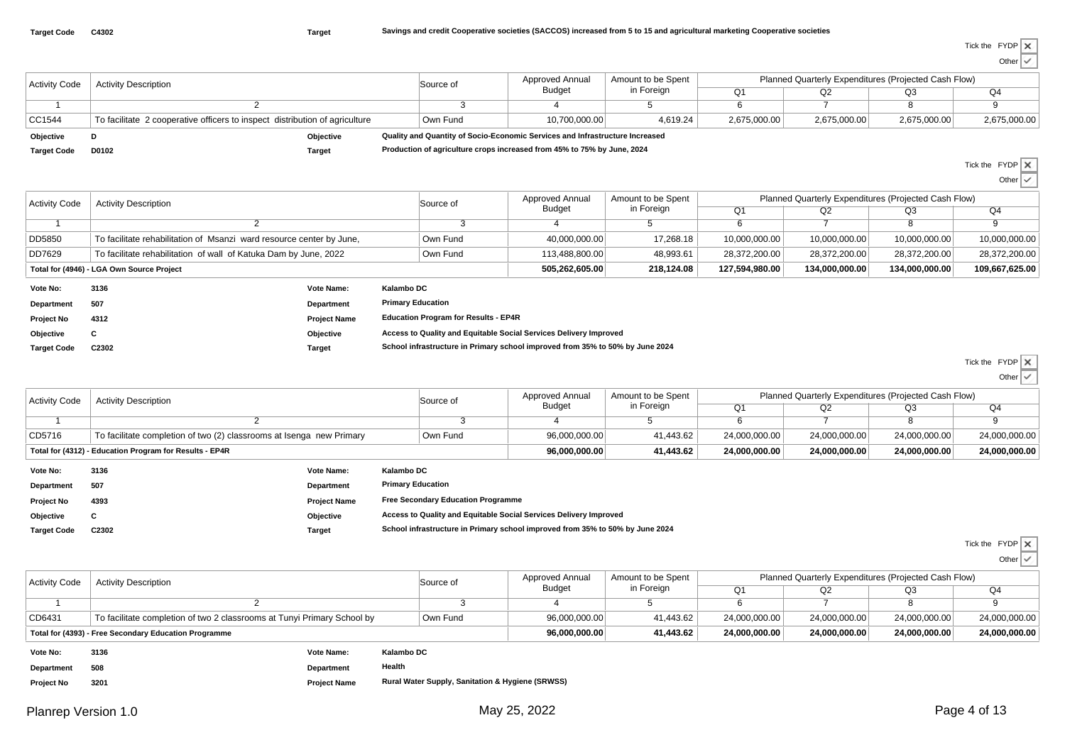**Target Code** C4302 **Target** Savings and credit Cooperative societies (SACCOS) increased from 5 to 15 and agricultural marketing Cooperative societies

Tick the FYDP ✕
Other ✓

| Activity Code | Activity Description | Source of | Approved Annual Budget | Amount to be Spent in Foreign | Planned Quarterly Expenditures (Projected Cash Flow) | | | |
|---|---|---|---|---|---|---|---|---|
| | | | | | Q1 | Q2 | Q3 | Q4 |
| 1 | 2 | 3 | 4 | 5 | 6 | 7 | 8 | 9 |
| CC1544 | To facilitate 2 cooperative officers to inspect distribution of agriculture | Own Fund | 10,700,000.00 | 4,619.24 | 2,675,000.00 | 2,675,000.00 | 2,675,000.00 | 2,675,000.00 |

**Objective** D **Objective** Quality and Quantity of Socio-Economic Services and Infrastructure Increased

**Target Code** D0102 **Target** Production of agriculture crops increased from 45% to 75% by June, 2024

Tick the FYDP ✕
Other ✓

| Activity Code | Activity Description | Source of | Approved Annual Budget | Amount to be Spent in Foreign | Planned Quarterly Expenditures (Projected Cash Flow) | | | |
|---|---|---|---|---|---|---|---|---|
| | | | | | Q1 | Q2 | Q3 | Q4 |
| 1 | 2 | 3 | 4 | 5 | 6 | 7 | 8 | 9 |
| DD5850 | To facilitate rehabilitation of Msanzi ward resource center by June, | Own Fund | 40,000,000.00 | 17,268.18 | 10,000,000.00 | 10,000,000.00 | 10,000,000.00 | 10,000,000.00 |
| DD7629 | To facilitate rehabilitation of wall of Katuka Dam by June, 2022 | Own Fund | 113,488,800.00 | 48,993.61 | 28,372,200.00 | 28,372,200.00 | 28,372,200.00 | 28,372,200.00 |
| **Total for (4946) - LGA Own Source Project** | | | **505,262,605.00** | **218,124.08** | **127,594,980.00** | **134,000,000.00** | **134,000,000.00** | **109,667,625.00** |

**Vote No:** 3136 **Vote Name:** Kalambo DC
**Department** 507 **Department** Primary Education
**Project No** 4312 **Project Name** Education Program for Results - EP4R
**Objective** C **Objective** Access to Quality and Equitable Social Services Delivery Improved
**Target Code** C2302 **Target** School infrastructure in Primary school improved from 35% to 50% by June 2024

Tick the FYDP ✕
Other ✓

| Activity Code | Activity Description | Source of | Approved Annual Budget | Amount to be Spent in Foreign | Planned Quarterly Expenditures (Projected Cash Flow) | | | |
|---|---|---|---|---|---|---|---|---|
| | | | | | Q1 | Q2 | Q3 | Q4 |
| 1 | 2 | 3 | 4 | 5 | 6 | 7 | 8 | 9 |
| CD5716 | To facilitate completion of two (2) classrooms at Isenga new Primary | Own Fund | 96,000,000.00 | 41,443.62 | 24,000,000.00 | 24,000,000.00 | 24,000,000.00 | 24,000,000.00 |
| **Total for (4312) - Education Program for Results - EP4R** | | | **96,000,000.00** | **41,443.62** | **24,000,000.00** | **24,000,000.00** | **24,000,000.00** | **24,000,000.00** |

**Vote No:** 3136 **Vote Name:** Kalambo DC
**Department** 507 **Department** Primary Education
**Project No** 4393 **Project Name** Free Secondary Education Programme
**Objective** C **Objective** Access to Quality and Equitable Social Services Delivery Improved
**Target Code** C2302 **Target** School infrastructure in Primary school improved from 35% to 50% by June 2024

Tick the FYDP ✕
Other ✓

| Activity Code | Activity Description | Source of | Approved Annual Budget | Amount to be Spent in Foreign | Planned Quarterly Expenditures (Projected Cash Flow) | | | |
|---|---|---|---|---|---|---|---|---|
| | | | | | Q1 | Q2 | Q3 | Q4 |
| 1 | 2 | 3 | 4 | 5 | 6 | 7 | 8 | 9 |
| CD6431 | To facilitate completion of two 2 classrooms at Tunyi Primary School by | Own Fund | 96,000,000.00 | 41,443.62 | 24,000,000.00 | 24,000,000.00 | 24,000,000.00 | 24,000,000.00 |
| **Total for (4393) - Free Secondary Education Programme** | | | **96,000,000.00** | **41,443.62** | **24,000,000.00** | **24,000,000.00** | **24,000,000.00** | **24,000,000.00** |

**Vote No:** 3136 **Vote Name:** Kalambo DC
**Department** 508 **Department** Health
**Project No** 3201 **Project Name** Rural Water Supply, Sanitation & Hygiene (SRWSS)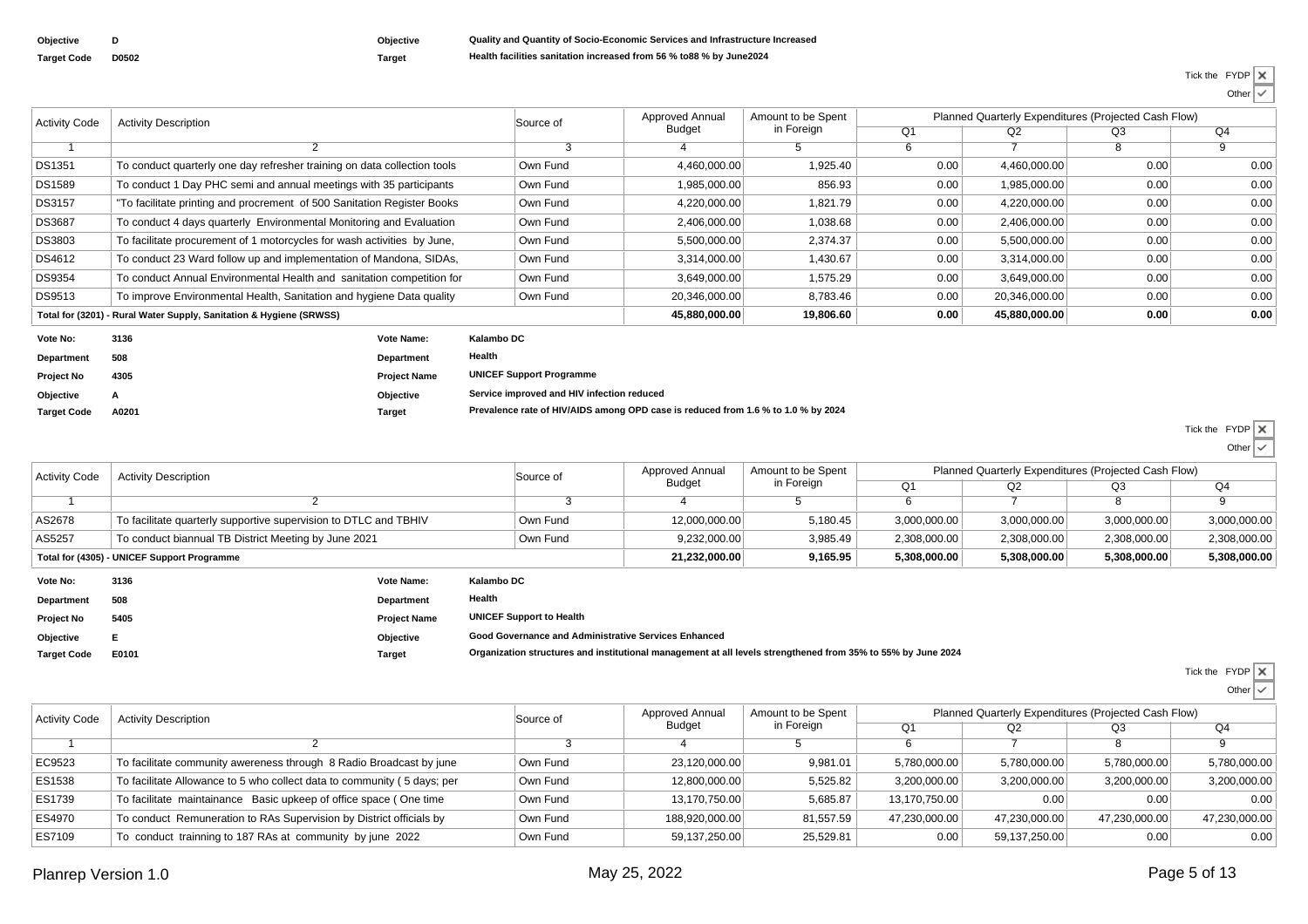| | | | |
|---|---|---|---|
| **Objective** | **D** | **Objective** | **Quality and Quantity of Socio-Economic Services and Infrastructure Increased** |
| **Target Code** | **D0502** | **Target** | **Health facilities sanitation increased from 56 % to88 % by June2024** |

Tick the FYDP ☒

Other ☑

| Activity Code | Activity Description | Source of | Approved Annual Budget | Amount to be Spent in Foreign | Planned Quarterly Expenditures (Projected Cash Flow) | | | |
|---|---|---|---|---|---|---|---|---|
| | | | | | Q1 | Q2 | Q3 | Q4 |
| 1 | 2 | 3 | 4 | 5 | 6 | 7 | 8 | 9 |
| DS1351 | To conduct quarterly one day refresher training on data collection tools | Own Fund | 4,460,000.00 | 1,925.40 | 0.00 | 4,460,000.00 | 0.00 | 0.00 |
| DS1589 | To conduct 1 Day PHC semi and annual meetings with 35 participants | Own Fund | 1,985,000.00 | 856.93 | 0.00 | 1,985,000.00 | 0.00 | 0.00 |
| DS3157 | "To facilitate printing and procrement of 500 Sanitation Register Books | Own Fund | 4,220,000.00 | 1,821.79 | 0.00 | 4,220,000.00 | 0.00 | 0.00 |
| DS3687 | To conduct 4 days quarterly Environmental Monitoring and Evaluation | Own Fund | 2,406,000.00 | 1,038.68 | 0.00 | 2,406,000.00 | 0.00 | 0.00 |
| DS3803 | To facilitate procurement of 1 motorcycles for wash activities by June, | Own Fund | 5,500,000.00 | 2,374.37 | 0.00 | 5,500,000.00 | 0.00 | 0.00 |
| DS4612 | To conduct 23 Ward follow up and implementation of Mandona, SIDAs, | Own Fund | 3,314,000.00 | 1,430.67 | 0.00 | 3,314,000.00 | 0.00 | 0.00 |
| DS9354 | To conduct Annual Environmental Health and sanitation competition for | Own Fund | 3,649,000.00 | 1,575.29 | 0.00 | 3,649,000.00 | 0.00 | 0.00 |
| DS9513 | To improve Environmental Health, Sanitation and hygiene Data quality | Own Fund | 20,346,000.00 | 8,783.46 | 0.00 | 20,346,000.00 | 0.00 | 0.00 |
| **Total for (3201) - Rural Water Supply, Sanitation & Hygiene (SRWSS)** | | | **45,880,000.00** | **19,806.60** | **0.00** | **45,880,000.00** | **0.00** | **0.00** |

| | | | |
|---|---|---|---|
| **Vote No:** | **3136** | **Vote Name:** | **Kalambo DC** |
| **Department** | **508** | **Department** | **Health** |
| **Project No** | **4305** | **Project Name** | **UNICEF Support Programme** |
| **Objective** | **A** | **Objective** | **Service improved and HIV infection reduced** |
| **Target Code** | **A0201** | **Target** | **Prevalence rate of HIV/AIDS among OPD case is reduced from 1.6 % to 1.0 % by 2024** |

Tick the FYDP ☒

Other ☑

| Activity Code | Activity Description | Source of | Approved Annual Budget | Amount to be Spent in Foreign | Planned Quarterly Expenditures (Projected Cash Flow) | | | |
|---|---|---|---|---|---|---|---|---|
| | | | | | Q1 | Q2 | Q3 | Q4 |
| 1 | 2 | 3 | 4 | 5 | 6 | 7 | 8 | 9 |
| AS2678 | To facilitate quarterly supportive supervision to DTLC and TBHIV | Own Fund | 12,000,000.00 | 5,180.45 | 3,000,000.00 | 3,000,000.00 | 3,000,000.00 | 3,000,000.00 |
| AS5257 | To conduct biannual TB District Meeting by June 2021 | Own Fund | 9,232,000.00 | 3,985.49 | 2,308,000.00 | 2,308,000.00 | 2,308,000.00 | 2,308,000.00 |
| **Total for (4305) - UNICEF Support Programme** | | | **21,232,000.00** | **9,165.95** | **5,308,000.00** | **5,308,000.00** | **5,308,000.00** | **5,308,000.00** |

| | | | |
|---|---|---|---|
| **Vote No:** | **3136** | **Vote Name:** | **Kalambo DC** |
| **Department** | **508** | **Department** | **Health** |
| **Project No** | **5405** | **Project Name** | **UNICEF Support to Health** |
| **Objective** | **E** | **Objective** | **Good Governance and Administrative Services Enhanced** |
| **Target Code** | **E0101** | **Target** | **Organization structures and institutional management at all levels strengthened from 35% to 55% by June 2024** |

Tick the FYDP ☒

Other ☑

| Activity Code | Activity Description | Source of | Approved Annual Budget | Amount to be Spent in Foreign | Planned Quarterly Expenditures (Projected Cash Flow) | | | |
|---|---|---|---|---|---|---|---|---|
| | | | | | Q1 | Q2 | Q3 | Q4 |
| 1 | 2 | 3 | 4 | 5 | 6 | 7 | 8 | 9 |
| EC9523 | To facilitate community awereness through 8 Radio Broadcast by june | Own Fund | 23,120,000.00 | 9,981.01 | 5,780,000.00 | 5,780,000.00 | 5,780,000.00 | 5,780,000.00 |
| ES1538 | To facilitate Allowance to 5 who collect data to community ( 5 days; per | Own Fund | 12,800,000.00 | 5,525.82 | 3,200,000.00 | 3,200,000.00 | 3,200,000.00 | 3,200,000.00 |
| ES1739 | To facilitate maintainance Basic upkeep of office space ( One time | Own Fund | 13,170,750.00 | 5,685.87 | 13,170,750.00 | 0.00 | 0.00 | 0.00 |
| ES4970 | To conduct Remuneration to RAs Supervision by District officials by | Own Fund | 188,920,000.00 | 81,557.59 | 47,230,000.00 | 47,230,000.00 | 47,230,000.00 | 47,230,000.00 |
| ES7109 | To conduct trainning to 187 RAs at community by june 2022 | Own Fund | 59,137,250.00 | 25,529.81 | 0.00 | 59,137,250.00 | 0.00 | 0.00 |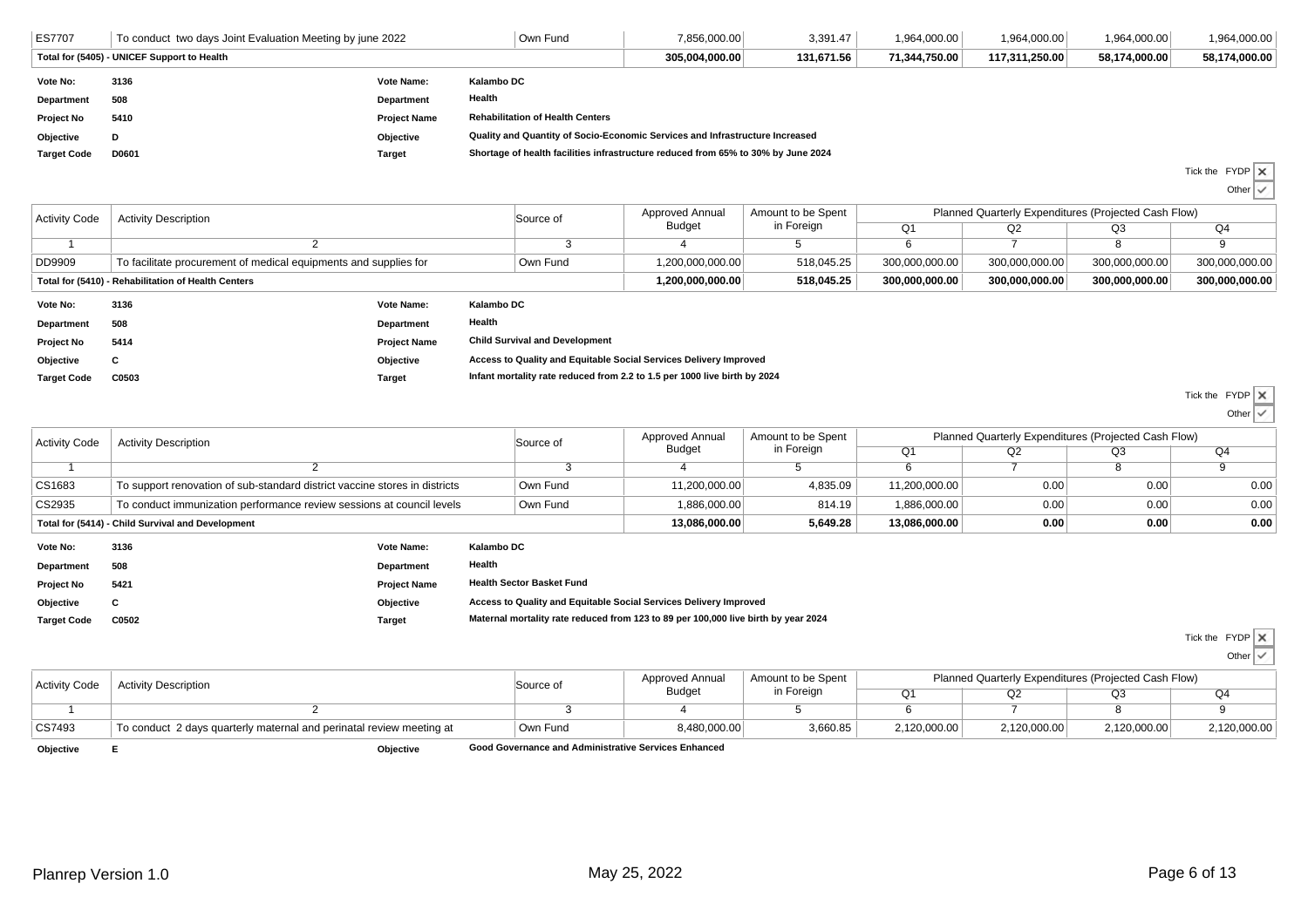| ES7707 | To conduct two days Joint Evaluation Meeting by june 2022 | Own Fund | 7,856,000.00 | 3,391.47 | 1,964,000.00 | 1,964,000.00 | 1,964,000.00 | 1,964,000.00 |
|---|---|---|---|---|---|---|---|---|
| **Total for (5405) - UNICEF Support to Health** | | | **305,004,000.00** | **131,671.56** | **71,344,750.00** | **117,311,250.00** | **58,174,000.00** | **58,174,000.00** |

| | | | |
|---|---|---|---|
| **Vote No:** | **3136** | **Vote Name:** | **Kalambo DC** |
| **Department** | **508** | **Department** | **Health** |
| **Project No** | **5410** | **Project Name** | **Rehabilitation of Health Centers** |
| **Objective** | **D** | **Objective** | **Quality and Quantity of Socio-Economic Services and Infrastructure Increased** |
| **Target Code** | **D0601** | **Target** | **Shortage of health facilities infrastructure reduced from 65% to 30% by June 2024** |

Tick the FYDP ✗
Other ✓

| Activity Code | Activity Description | Source of | Approved Annual Budget | Amount to be Spent in Foreign | Planned Quarterly Expenditures (Projected Cash Flow) | | | |
|---|---|---|---|---|---|---|---|---|
| | | | | | Q1 | Q2 | Q3 | Q4 |
| 1 | 2 | 3 | 4 | 5 | 6 | 7 | 8 | 9 |
| DD9909 | To facilitate procurement of medical equipments and supplies for | Own Fund | 1,200,000,000.00 | 518,045.25 | 300,000,000.00 | 300,000,000.00 | 300,000,000.00 | 300,000,000.00 |
| **Total for (5410) - Rehabilitation of Health Centers** | | | **1,200,000,000.00** | **518,045.25** | **300,000,000.00** | **300,000,000.00** | **300,000,000.00** | **300,000,000.00** |

| | | | |
|---|---|---|---|
| **Vote No:** | **3136** | **Vote Name:** | **Kalambo DC** |
| **Department** | **508** | **Department** | **Health** |
| **Project No** | **5414** | **Project Name** | **Child Survival and Development** |
| **Objective** | **C** | **Objective** | **Access to Quality and Equitable Social Services Delivery Improved** |
| **Target Code** | **C0503** | **Target** | **Infant mortality rate reduced from 2.2 to 1.5 per 1000 live birth by 2024** |

Tick the FYDP ✗
Other ✓

| Activity Code | Activity Description | Source of | Approved Annual Budget | Amount to be Spent in Foreign | Planned Quarterly Expenditures (Projected Cash Flow) | | | |
|---|---|---|---|---|---|---|---|---|
| | | | | | Q1 | Q2 | Q3 | Q4 |
| 1 | 2 | 3 | 4 | 5 | 6 | 7 | 8 | 9 |
| CS1683 | To support renovation of sub-standard district vaccine stores in districts | Own Fund | 11,200,000.00 | 4,835.09 | 11,200,000.00 | 0.00 | 0.00 | 0.00 |
| CS2935 | To conduct immunization performance review sessions at council levels | Own Fund | 1,886,000.00 | 814.19 | 1,886,000.00 | 0.00 | 0.00 | 0.00 |
| **Total for (5414) - Child Survival and Development** | | | **13,086,000.00** | **5,649.28** | **13,086,000.00** | **0.00** | **0.00** | **0.00** |

| | | | |
|---|---|---|---|
| **Vote No:** | **3136** | **Vote Name:** | **Kalambo DC** |
| **Department** | **508** | **Department** | **Health** |
| **Project No** | **5421** | **Project Name** | **Health Sector Basket Fund** |
| **Objective** | **C** | **Objective** | **Access to Quality and Equitable Social Services Delivery Improved** |
| **Target Code** | **C0502** | **Target** | **Maternal mortality rate reduced from 123 to 89 per 100,000 live birth by year 2024** |

Tick the FYDP ✗
Other ✓

| Activity Code | Activity Description | Source of | Approved Annual Budget | Amount to be Spent in Foreign | Planned Quarterly Expenditures (Projected Cash Flow) | | | |
|---|---|---|---|---|---|---|---|---|
| | | | | | Q1 | Q2 | Q3 | Q4 |
| 1 | 2 | 3 | 4 | 5 | 6 | 7 | 8 | 9 |
| CS7493 | To conduct 2 days quarterly maternal and perinatal review meeting at | Own Fund | 8,480,000.00 | 3,660.85 | 2,120,000.00 | 2,120,000.00 | 2,120,000.00 | 2,120,000.00 |

| | | | |
|---|---|---|---|
| **Objective** | **E** | **Objective** | **Good Governance and Administrative Services Enhanced** |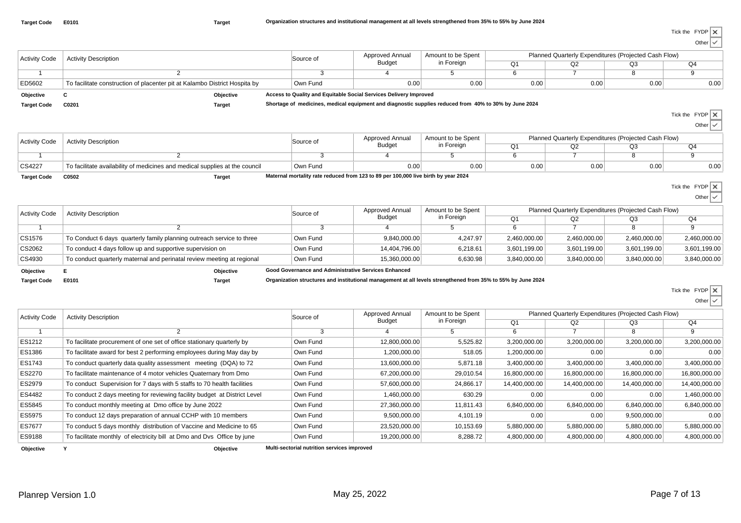**Target Code** **E0101** **Target** **Organization structures and institutional management at all levels strengthened from 35% to 55% by June 2024**

Tick the FYDP ✗

Other ✓

| Activity Code | Activity Description | Source of | Approved Annual Budget | Amount to be Spent in Foreign | Planned Quarterly Expenditures (Projected Cash Flow) | | | |
|---|---|---|---|---|---|---|---|---|
| | | | | | Q1 | Q2 | Q3 | Q4 |
| 1 | 2 | 3 | 4 | 5 | 6 | 7 | 8 | 9 |
| ED5602 | To facilitate construction of placenter pit at Kalambo District Hospita by | Own Fund | 0.00 | 0.00 | 0.00 | 0.00 | 0.00 | 0.00 |

**Objective** **C** **Objective** **Access to Quality and Equitable Social Services Delivery Improved**

**Target Code** **C0201** **Target** **Shortage of medicines, medical equipment and diagnostic supplies reduced from 40% to 30% by June 2024**

Tick the FYDP ✗

Other ✓

| Activity Code | Activity Description | Source of | Approved Annual Budget | Amount to be Spent in Foreign | Planned Quarterly Expenditures (Projected Cash Flow) | | | |
|---|---|---|---|---|---|---|---|---|
| | | | | | Q1 | Q2 | Q3 | Q4 |
| 1 | 2 | 3 | 4 | 5 | 6 | 7 | 8 | 9 |
| CS4227 | To facilitate availability of medicines and medical supplies at the council | Own Fund | 0.00 | 0.00 | 0.00 | 0.00 | 0.00 | 0.00 |

**Target Code** **C0502** **Target** **Maternal mortality rate reduced from 123 to 89 per 100,000 live birth by year 2024**

Tick the FYDP ✗

Other ✓

| Activity Code | Activity Description | Source of | Approved Annual Budget | Amount to be Spent in Foreign | Planned Quarterly Expenditures (Projected Cash Flow) | | | |
|---|---|---|---|---|---|---|---|---|
| | | | | | Q1 | Q2 | Q3 | Q4 |
| 1 | 2 | 3 | 4 | 5 | 6 | 7 | 8 | 9 |
| CS1576 | To Conduct 6 days quarterly family planning outreach service to three | Own Fund | 9,840,000.00 | 4,247.97 | 2,460,000.00 | 2,460,000.00 | 2,460,000.00 | 2,460,000.00 |
| CS2062 | To conduct 4 days follow up and supportive supervision on | Own Fund | 14,404,796.00 | 6,218.61 | 3,601,199.00 | 3,601,199.00 | 3,601,199.00 | 3,601,199.00 |
| CS4930 | To conduct quarterly maternal and perinatal review meeting at regional | Own Fund | 15,360,000.00 | 6,630.98 | 3,840,000.00 | 3,840,000.00 | 3,840,000.00 | 3,840,000.00 |

**Objective** **E** **Objective** **Good Governance and Administrative Services Enhanced**

**Target Code** **E0101** **Target** **Organization structures and institutional management at all levels strengthened from 35% to 55% by June 2024**

Tick the FYDP ✗

Other ✓

| Activity Code | Activity Description | Source of | Approved Annual Budget | Amount to be Spent in Foreign | Planned Quarterly Expenditures (Projected Cash Flow) | | | |
|---|---|---|---|---|---|---|---|---|
| | | | | | Q1 | Q2 | Q3 | Q4 |
| 1 | 2 | 3 | 4 | 5 | 6 | 7 | 8 | 9 |
| ES1212 | To facilitate procurement of one set of office stationary quarterly by | Own Fund | 12,800,000.00 | 5,525.82 | 3,200,000.00 | 3,200,000.00 | 3,200,000.00 | 3,200,000.00 |
| ES1386 | To facilitate award for best 2 performing employees during May day by | Own Fund | 1,200,000.00 | 518.05 | 1,200,000.00 | 0.00 | 0.00 | 0.00 |
| ES1743 | To conduct quarterly data quality assessment meeting (DQA) to 72 | Own Fund | 13,600,000.00 | 5,871.18 | 3,400,000.00 | 3,400,000.00 | 3,400,000.00 | 3,400,000.00 |
| ES2270 | To facilitate maintenance of 4 motor vehicles Quaternary from Dmo | Own Fund | 67,200,000.00 | 29,010.54 | 16,800,000.00 | 16,800,000.00 | 16,800,000.00 | 16,800,000.00 |
| ES2979 | To conduct Supervision for 7 days with 5 staffs to 70 health facilities | Own Fund | 57,600,000.00 | 24,866.17 | 14,400,000.00 | 14,400,000.00 | 14,400,000.00 | 14,400,000.00 |
| ES4482 | To conduct 2 days meeting for reviewing facility budget at District Level | Own Fund | 1,460,000.00 | 630.29 | 0.00 | 0.00 | 0.00 | 1,460,000.00 |
| ES5845 | To conduct monthly meeting at Dmo office by June 2022 | Own Fund | 27,360,000.00 | 11,811.43 | 6,840,000.00 | 6,840,000.00 | 6,840,000.00 | 6,840,000.00 |
| ES5975 | To conduct 12 days preparation of annual CCHP with 10 members | Own Fund | 9,500,000.00 | 4,101.19 | 0.00 | 0.00 | 9,500,000.00 | 0.00 |
| ES7677 | To conduct 5 days monthly distribution of Vaccine and Medicine to 65 | Own Fund | 23,520,000.00 | 10,153.69 | 5,880,000.00 | 5,880,000.00 | 5,880,000.00 | 5,880,000.00 |
| ES9188 | To facilitate monthly of electricity bill at Dmo and Dvs Office by june | Own Fund | 19,200,000.00 | 8,288.72 | 4,800,000.00 | 4,800,000.00 | 4,800,000.00 | 4,800,000.00 |

**Objective** **Y** **Objective** **Multi-sectorial nutrition services improved**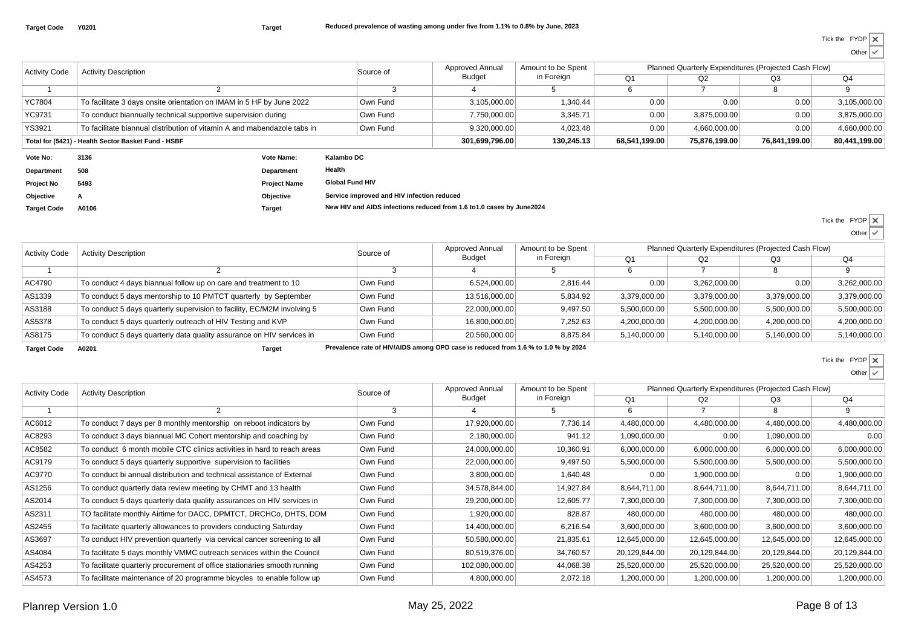**Target Code** Y0201 **Target** Reduced prevalence of wasting among under five from 1.1% to 0.8% by June, 2023

Tick the FYDP ✗
Other ✓

| Activity Code | Activity Description | Source of | Approved Annual Budget | Amount to be Spent in Foreign | Planned Quarterly Expenditures (Projected Cash Flow) | | | |
|---|---|---|---|---|---|---|---|---|
| | | | | | Q1 | Q2 | Q3 | Q4 |
| 1 | 2 | 3 | 4 | 5 | 6 | 7 | 8 | 9 |
| YC7804 | To facilitate 3 days onsite orientation on IMAM in 5 HF by June 2022 | Own Fund | 3,105,000.00 | 1,340.44 | 0.00 | 0.00 | 0.00 | 3,105,000.00 |
| YC9731 | To conduct biannually technical supportive supervision during | Own Fund | 7,750,000.00 | 3,345.71 | 0.00 | 3,875,000.00 | 0.00 | 3,875,000.00 |
| YS3921 | To facilitate biannual distribution of vitamin A and mabendazole tabs in | Own Fund | 9,320,000.00 | 4,023.48 | 0.00 | 4,660,000.00 | 0.00 | 4,660,000.00 |
| **Total for (5421) - Health Sector Basket Fund - HSBF** | | | **301,699,796.00** | **130,245.13** | **68,541,199.00** | **75,876,199.00** | **76,841,199.00** | **80,441,199.00** |

**Vote No:** 3136 **Vote Name:** Kalambo DC
**Department** 508 **Department** Health
**Project No** 5493 **Project Name** Global Fund HIV
**Objective** A **Objective** Service improved and HIV infection reduced
**Target Code** A0106 **Target** New HIV and AIDS infections reduced from 1.6 to1.0 cases by June2024

Tick the FYDP ✗
Other ✓

| Activity Code | Activity Description | Source of | Approved Annual Budget | Amount to be Spent in Foreign | Planned Quarterly Expenditures (Projected Cash Flow) | | | |
|---|---|---|---|---|---|---|---|---|
| | | | | | Q1 | Q2 | Q3 | Q4 |
| 1 | 2 | 3 | 4 | 5 | 6 | 7 | 8 | 9 |
| AC4790 | To conduct 4 days biannual follow up on care and treatment to 10 | Own Fund | 6,524,000.00 | 2,816.44 | 0.00 | 3,262,000.00 | 0.00 | 3,262,000.00 |
| AS1339 | To conduct 5 days mentorship to 10 PMTCT quarterly by September | Own Fund | 13,516,000.00 | 5,834.92 | 3,379,000.00 | 3,379,000.00 | 3,379,000.00 | 3,379,000.00 |
| AS3188 | To conduct 5 days quarterly supervision to facility, EC/M2M involving 5 | Own Fund | 22,000,000.00 | 9,497.50 | 5,500,000.00 | 5,500,000.00 | 5,500,000.00 | 5,500,000.00 |
| AS5378 | To conduct 5 days quarterly outreach of HIV Testing and KVP | Own Fund | 16,800,000.00 | 7,252.63 | 4,200,000.00 | 4,200,000.00 | 4,200,000.00 | 4,200,000.00 |
| AS8175 | To conduct 5 days quarterly data quality assurance on HIV services in | Own Fund | 20,560,000.00 | 8,875.84 | 5,140,000.00 | 5,140,000.00 | 5,140,000.00 | 5,140,000.00 |

**Target Code** A0201 **Target** Prevalence rate of HIV/AIDS among OPD case is reduced from 1.6 % to 1.0 % by 2024

Tick the FYDP ✗
Other ✓

| Activity Code | Activity Description | Source of | Approved Annual Budget | Amount to be Spent in Foreign | Planned Quarterly Expenditures (Projected Cash Flow) | | | |
|---|---|---|---|---|---|---|---|---|
| | | | | | Q1 | Q2 | Q3 | Q4 |
| 1 | 2 | 3 | 4 | 5 | 6 | 7 | 8 | 9 |
| AC6012 | To conduct 7 days per 8 monthly mentorship on reboot indicators by | Own Fund | 17,920,000.00 | 7,736.14 | 4,480,000.00 | 4,480,000.00 | 4,480,000.00 | 4,480,000.00 |
| AC8293 | To conduct 3 days biannual MC Cohort mentorship and coaching by | Own Fund | 2,180,000.00 | 941.12 | 1,090,000.00 | 0.00 | 1,090,000.00 | 0.00 |
| AC8582 | To conduct 6 month mobile CTC clinics activities in hard to reach areas | Own Fund | 24,000,000.00 | 10,360.91 | 6,000,000.00 | 6,000,000.00 | 6,000,000.00 | 6,000,000.00 |
| AC9179 | To conduct 5 days quarterly supportive supervision to facilities | Own Fund | 22,000,000.00 | 9,497.50 | 5,500,000.00 | 5,500,000.00 | 5,500,000.00 | 5,500,000.00 |
| AC9770 | To conduct bi annual distribution and technical assistance of External | Own Fund | 3,800,000.00 | 1,640.48 | 0.00 | 1,900,000.00 | 0.00 | 1,900,000.00 |
| AS1256 | To conduct quarterly data review meeting by CHMT and 13 health | Own Fund | 34,578,844.00 | 14,927.84 | 8,644,711.00 | 8,644,711.00 | 8,644,711.00 | 8,644,711.00 |
| AS2014 | To conduct 5 days quarterly data quality assurances on HIV services in | Own Fund | 29,200,000.00 | 12,605.77 | 7,300,000.00 | 7,300,000.00 | 7,300,000.00 | 7,300,000.00 |
| AS2311 | TO facilitate monthly Airtime for DACC, DPMTCT, DRCHCo, DHTS, DDM | Own Fund | 1,920,000.00 | 828.87 | 480,000.00 | 480,000.00 | 480,000.00 | 480,000.00 |
| AS2455 | To facilitate quarterly allowances to providers conducting Saturday | Own Fund | 14,400,000.00 | 6,216.54 | 3,600,000.00 | 3,600,000.00 | 3,600,000.00 | 3,600,000.00 |
| AS3697 | To conduct HIV prevention quarterly via cervical cancer screening to all | Own Fund | 50,580,000.00 | 21,835.61 | 12,645,000.00 | 12,645,000.00 | 12,645,000.00 | 12,645,000.00 |
| AS4084 | To facilitate 5 days monthly VMMC outreach services within the Council | Own Fund | 80,519,376.00 | 34,760.57 | 20,129,844.00 | 20,129,844.00 | 20,129,844.00 | 20,129,844.00 |
| AS4253 | To facilitate quarterly procurement of office stationaries smooth running | Own Fund | 102,080,000.00 | 44,068.38 | 25,520,000.00 | 25,520,000.00 | 25,520,000.00 | 25,520,000.00 |
| AS4573 | To facilitate maintenance of 20 programme bicycles to enable follow up | Own Fund | 4,800,000.00 | 2,072.18 | 1,200,000.00 | 1,200,000.00 | 1,200,000.00 | 1,200,000.00 |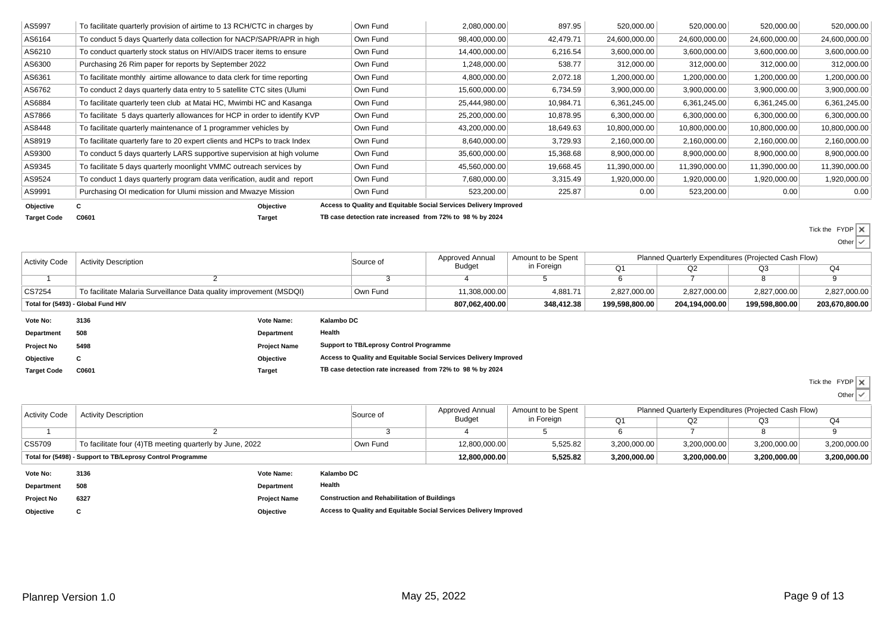| AS5997 | To facilitate quarterly provision of airtime to 13 RCH/CTC in charges by | Own Fund | 2,080,000.00 | 897.95 | 520,000.00 | 520,000.00 | 520,000.00 | 520,000.00 |
|---|---|---|---|---|---|---|---|---|
| AS6164 | To conduct 5 days Quarterly data collection for NACP/SAPR/APR in high | Own Fund | 98,400,000.00 | 42,479.71 | 24,600,000.00 | 24,600,000.00 | 24,600,000.00 | 24,600,000.00 |
| AS6210 | To conduct quarterly stock status on HIV/AIDS tracer items to ensure | Own Fund | 14,400,000.00 | 6,216.54 | 3,600,000.00 | 3,600,000.00 | 3,600,000.00 | 3,600,000.00 |
| AS6300 | Purchasing 26 Rim paper for reports by September 2022 | Own Fund | 1,248,000.00 | 538.77 | 312,000.00 | 312,000.00 | 312,000.00 | 312,000.00 |
| AS6361 | To facilitate monthly airtime allowance to data clerk for time reporting | Own Fund | 4,800,000.00 | 2,072.18 | 1,200,000.00 | 1,200,000.00 | 1,200,000.00 | 1,200,000.00 |
| AS6762 | To conduct 2 days quarterly data entry to 5 satellite CTC sites (Ulumi | Own Fund | 15,600,000.00 | 6,734.59 | 3,900,000.00 | 3,900,000.00 | 3,900,000.00 | 3,900,000.00 |
| AS6884 | To facilitate quarterly teen club at Matai HC, Mwimbi HC and Kasanga | Own Fund | 25,444,980.00 | 10,984.71 | 6,361,245.00 | 6,361,245.00 | 6,361,245.00 | 6,361,245.00 |
| AS7866 | To facilitate 5 days quarterly allowances for HCP in order to identify KVP | Own Fund | 25,200,000.00 | 10,878.95 | 6,300,000.00 | 6,300,000.00 | 6,300,000.00 | 6,300,000.00 |
| AS8448 | To facilitate quarterly maintenance of 1 programmer vehicles by | Own Fund | 43,200,000.00 | 18,649.63 | 10,800,000.00 | 10,800,000.00 | 10,800,000.00 | 10,800,000.00 |
| AS8919 | To facilitate quarterly fare to 20 expert clients and HCPs to track Index | Own Fund | 8,640,000.00 | 3,729.93 | 2,160,000.00 | 2,160,000.00 | 2,160,000.00 | 2,160,000.00 |
| AS9300 | To conduct 5 days quarterly LARS supportive supervision at high volume | Own Fund | 35,600,000.00 | 15,368.68 | 8,900,000.00 | 8,900,000.00 | 8,900,000.00 | 8,900,000.00 |
| AS9345 | To facilitate 5 days quarterly moonlight VMMC outreach services by | Own Fund | 45,560,000.00 | 19,668.45 | 11,390,000.00 | 11,390,000.00 | 11,390,000.00 | 11,390,000.00 |
| AS9524 | To conduct 1 days quarterly program data verification, audit and report | Own Fund | 7,680,000.00 | 3,315.49 | 1,920,000.00 | 1,920,000.00 | 1,920,000.00 | 1,920,000.00 |
| AS9991 | Purchasing OI medication for Ulumi mission and Mwazye Mission | Own Fund | 523,200.00 | 225.87 | 0.00 | 523,200.00 | 0.00 | 0.00 |

**Objective** C **Objective** Access to Quality and Equitable Social Services Delivery Improved

**Target Code** C0601 **Target** TB case detection rate increased from 72% to 98 % by 2024

Tick the FYDP ✗ Other ✓

| Activity Code | Activity Description | Source of | Approved Annual Budget | Amount to be Spent in Foreign | Planned Quarterly Expenditures (Projected Cash Flow) | | | |
|---|---|---|---|---|---|---|---|---|
| | | | | | Q1 | Q2 | Q3 | Q4 |
| 1 | 2 | 3 | 4 | 5 | 6 | 7 | 8 | 9 |
| CS7254 | To facilitate Malaria Surveillance Data quality improvement (MSDQI) | Own Fund | 11,308,000.00 | 4,881.71 | 2,827,000.00 | 2,827,000.00 | 2,827,000.00 | 2,827,000.00 |
| **Total for (5493) - Global Fund HIV** | | | **807,062,400.00** | **348,412.38** | **199,598,800.00** | **204,194,000.00** | **199,598,800.00** | **203,670,800.00** |

**Vote No:** 3136 **Vote Name:** Kalambo DC

**Department** 508 **Department** Health

**Project No** 5498 **Project Name** Support to TB/Leprosy Control Programme

**Objective** C **Objective** Access to Quality and Equitable Social Services Delivery Improved

**Target Code** C0601 **Target** TB case detection rate increased from 72% to 98 % by 2024

Tick the FYDP ✗ Other ✓

| Activity Code | Activity Description | Source of | Approved Annual Budget | Amount to be Spent in Foreign | Planned Quarterly Expenditures (Projected Cash Flow) | | | |
|---|---|---|---|---|---|---|---|---|
| | | | | | Q1 | Q2 | Q3 | Q4 |
| 1 | 2 | 3 | 4 | 5 | 6 | 7 | 8 | 9 |
| CS5709 | To facilitate four (4)TB meeting quarterly by June, 2022 | Own Fund | 12,800,000.00 | 5,525.82 | 3,200,000.00 | 3,200,000.00 | 3,200,000.00 | 3,200,000.00 |
| **Total for (5498) - Support to TB/Leprosy Control Programme** | | | **12,800,000.00** | **5,525.82** | **3,200,000.00** | **3,200,000.00** | **3,200,000.00** | **3,200,000.00** |

**Vote No:** 3136 **Vote Name:** Kalambo DC

**Department** 508 **Department** Health

**Project No** 6327 **Project Name** Construction and Rehabilitation of Buildings

**Objective** C **Objective** Access to Quality and Equitable Social Services Delivery Improved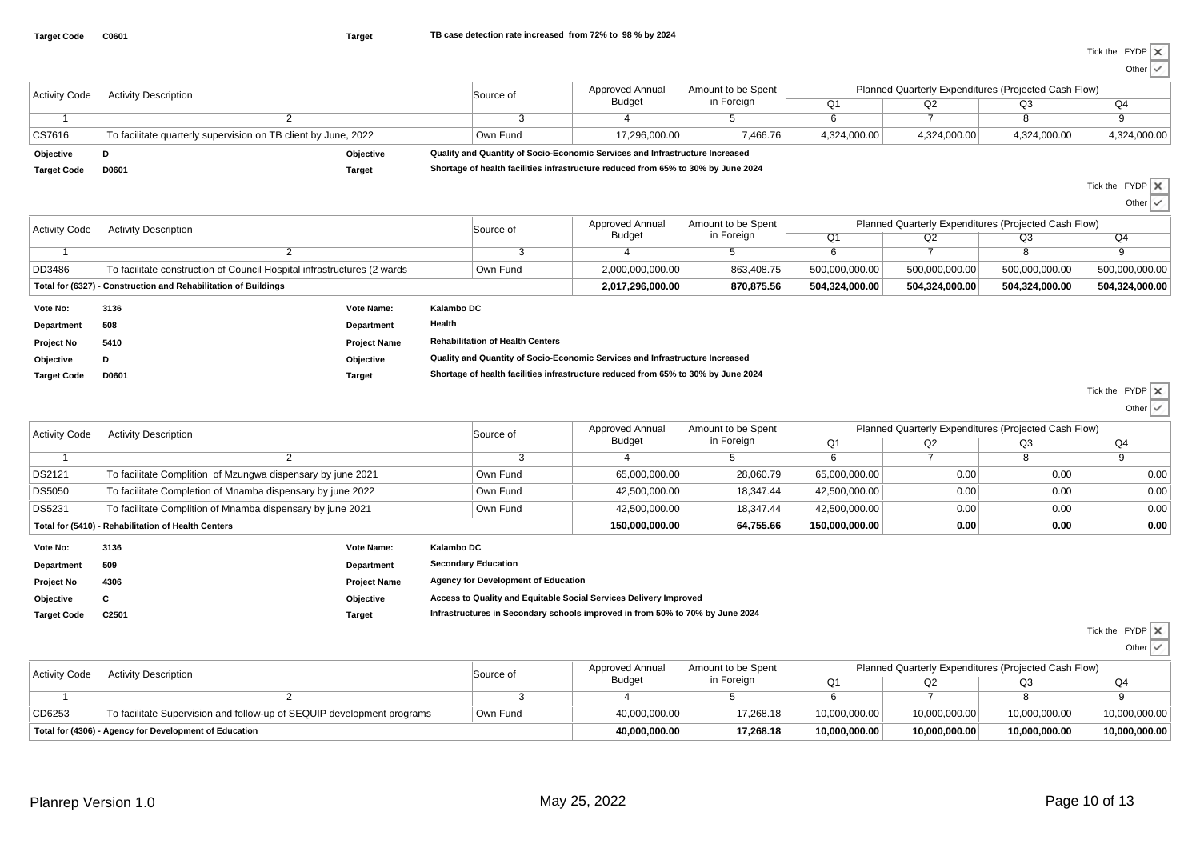**Target Code** C0601 **Target** TB case detection rate increased from 72% to 98 % by 2024

Tick the FYDP ✗
Other ✓

| Activity Code | Activity Description | Source of | Approved Annual Budget | Amount to be Spent in Foreign | Planned Quarterly Expenditures (Projected Cash Flow) | | | |
|---|---|---|---|---|---|---|---|---|
| | | | | | Q1 | Q2 | Q3 | Q4 |
| 1 | 2 | 3 | 4 | 5 | 6 | 7 | 8 | 9 |
| CS7616 | To facilitate quarterly supervision on TB client by June, 2022 | Own Fund | 17,296,000.00 | 7,466.76 | 4,324,000.00 | 4,324,000.00 | 4,324,000.00 | 4,324,000.00 |

**Objective** D **Objective** Quality and Quantity of Socio-Economic Services and Infrastructure Increased

**Target Code** D0601 **Target** Shortage of health facilities infrastructure reduced from 65% to 30% by June 2024

Tick the FYDP ✗
Other ✓

| Activity Code | Activity Description | Source of | Approved Annual Budget | Amount to be Spent in Foreign | Planned Quarterly Expenditures (Projected Cash Flow) | | | |
|---|---|---|---|---|---|---|---|---|
| | | | | | Q1 | Q2 | Q3 | Q4 |
| 1 | 2 | 3 | 4 | 5 | 6 | 7 | 8 | 9 |
| DD3486 | To facilitate construction of Council Hospital infrastructures (2 wards | Own Fund | 2,000,000,000.00 | 863,408.75 | 500,000,000.00 | 500,000,000.00 | 500,000,000.00 | 500,000,000.00 |
| **Total for (6327) - Construction and Rehabilitation of Buildings** | | | **2,017,296,000.00** | **870,875.56** | **504,324,000.00** | **504,324,000.00** | **504,324,000.00** | **504,324,000.00** |

**Vote No:** 3136 **Vote Name:** Kalambo DC

**Department** 508 **Department** Health

**Project No** 5410 **Project Name** Rehabilitation of Health Centers

**Objective** D **Objective** Quality and Quantity of Socio-Economic Services and Infrastructure Increased

**Target Code** D0601 **Target** Shortage of health facilities infrastructure reduced from 65% to 30% by June 2024

Tick the FYDP ✗
Other ✓

| Activity Code | Activity Description | Source of | Approved Annual Budget | Amount to be Spent in Foreign | Planned Quarterly Expenditures (Projected Cash Flow) | | | |
|---|---|---|---|---|---|---|---|---|
| | | | | | Q1 | Q2 | Q3 | Q4 |
| 1 | 2 | 3 | 4 | 5 | 6 | 7 | 8 | 9 |
| DS2121 | To facilitate Complition of Mzungwa dispensary by june 2021 | Own Fund | 65,000,000.00 | 28,060.79 | 65,000,000.00 | 0.00 | 0.00 | 0.00 |
| DS5050 | To facilitate Completion of Mnamba dispensary by june 2022 | Own Fund | 42,500,000.00 | 18,347.44 | 42,500,000.00 | 0.00 | 0.00 | 0.00 |
| DS5231 | To facilitate Complition of Mnamba dispensary by june 2021 | Own Fund | 42,500,000.00 | 18,347.44 | 42,500,000.00 | 0.00 | 0.00 | 0.00 |
| **Total for (5410) - Rehabilitation of Health Centers** | | | **150,000,000.00** | **64,755.66** | **150,000,000.00** | **0.00** | **0.00** | **0.00** |

**Vote No:** 3136 **Vote Name:** Kalambo DC

**Department** 509 **Department** Secondary Education

**Project No** 4306 **Project Name** Agency for Development of Education

**Objective** C **Objective** Access to Quality and Equitable Social Services Delivery Improved

**Target Code** C2501 **Target** Infrastructures in Secondary schools improved in from 50% to 70% by June 2024

Tick the FYDP ✗
Other ✓

| Activity Code | Activity Description | Source of | Approved Annual Budget | Amount to be Spent in Foreign | Planned Quarterly Expenditures (Projected Cash Flow) | | | |
|---|---|---|---|---|---|---|---|---|
| | | | | | Q1 | Q2 | Q3 | Q4 |
| 1 | 2 | 3 | 4 | 5 | 6 | 7 | 8 | 9 |
| CD6253 | To facilitate Supervision and follow-up of SEQUIP development programs | Own Fund | 40,000,000.00 | 17,268.18 | 10,000,000.00 | 10,000,000.00 | 10,000,000.00 | 10,000,000.00 |
| **Total for (4306) - Agency for Development of Education** | | | **40,000,000.00** | **17,268.18** | **10,000,000.00** | **10,000,000.00** | **10,000,000.00** | **10,000,000.00** |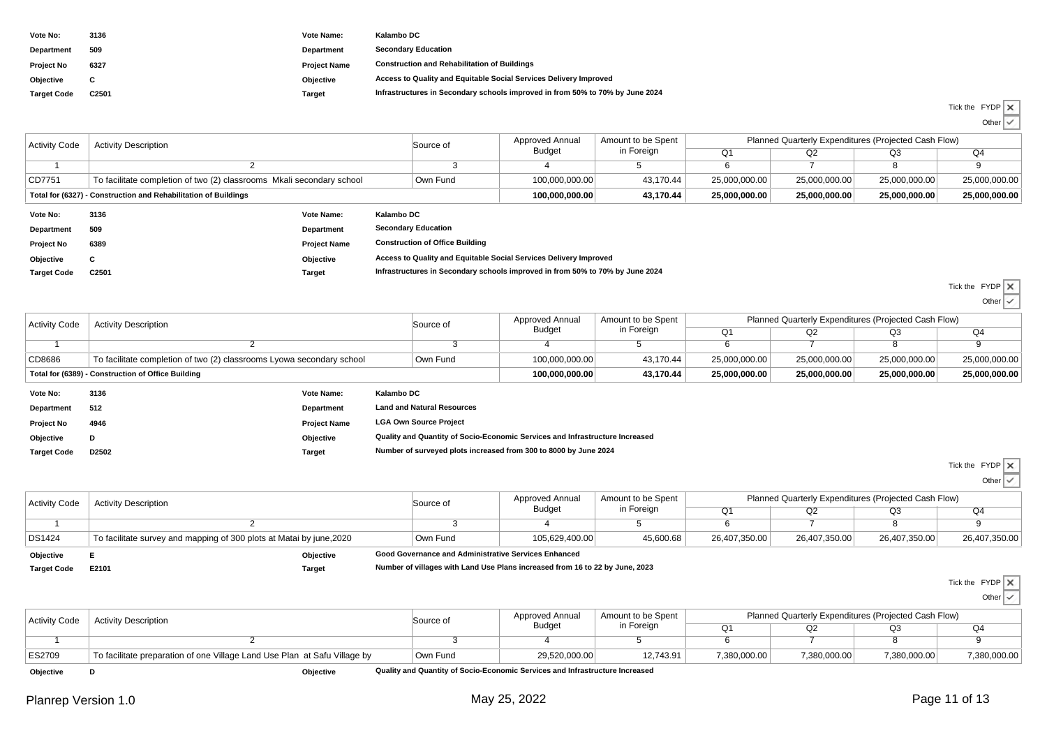| | | | |
|---|---|---|---|
| **Vote No:** | **3136** | **Vote Name:** | **Kalambo DC** |
| **Department** | **509** | **Department** | **Secondary Education** |
| **Project No** | **6327** | **Project Name** | **Construction and Rehabilitation of Buildings** |
| **Objective** | **C** | **Objective** | **Access to Quality and Equitable Social Services Delivery Improved** |
| **Target Code** | **C2501** | **Target** | **Infrastructures in Secondary schools improved in from 50% to 70% by June 2024** |

Tick the FYDP ✗

Other ✓

| Activity Code | Activity Description | Source of | Approved Annual Budget | Amount to be Spent in Foreign | Planned Quarterly Expenditures (Projected Cash Flow) | | | |
|---|---|---|---|---|---|---|---|---|
| | | | | | Q1 | Q2 | Q3 | Q4 |
| 1 | 2 | 3 | 4 | 5 | 6 | 7 | 8 | 9 |
| CD7751 | To facilitate completion of two (2) classrooms Mkali secondary school | Own Fund | 100,000,000.00 | 43,170.44 | 25,000,000.00 | 25,000,000.00 | 25,000,000.00 | 25,000,000.00 |
| **Total for (6327) - Construction and Rehabilitation of Buildings** | | | **100,000,000.00** | **43,170.44** | **25,000,000.00** | **25,000,000.00** | **25,000,000.00** | **25,000,000.00** |

| | | | |
|---|---|---|---|
| **Vote No:** | **3136** | **Vote Name:** | **Kalambo DC** |
| **Department** | **509** | **Department** | **Secondary Education** |
| **Project No** | **6389** | **Project Name** | **Construction of Office Building** |
| **Objective** | **C** | **Objective** | **Access to Quality and Equitable Social Services Delivery Improved** |
| **Target Code** | **C2501** | **Target** | **Infrastructures in Secondary schools improved in from 50% to 70% by June 2024** |

Tick the FYDP ✗

Other ✓

| Activity Code | Activity Description | Source of | Approved Annual Budget | Amount to be Spent in Foreign | Planned Quarterly Expenditures (Projected Cash Flow) | | | |
|---|---|---|---|---|---|---|---|---|
| | | | | | Q1 | Q2 | Q3 | Q4 |
| 1 | 2 | 3 | 4 | 5 | 6 | 7 | 8 | 9 |
| CD8686 | To facilitate completion of two (2) classrooms Lyowa secondary school | Own Fund | 100,000,000.00 | 43,170.44 | 25,000,000.00 | 25,000,000.00 | 25,000,000.00 | 25,000,000.00 |
| **Total for (6389) - Construction of Office Building** | | | **100,000,000.00** | **43,170.44** | **25,000,000.00** | **25,000,000.00** | **25,000,000.00** | **25,000,000.00** |

| | | | |
|---|---|---|---|
| **Vote No:** | **3136** | **Vote Name:** | **Kalambo DC** |
| **Department** | **512** | **Department** | **Land and Natural Resources** |
| **Project No** | **4946** | **Project Name** | **LGA Own Source Project** |
| **Objective** | **D** | **Objective** | **Quality and Quantity of Socio-Economic Services and Infrastructure Increased** |
| **Target Code** | **D2502** | **Target** | **Number of surveyed plots increased from 300 to 8000 by June 2024** |

Tick the FYDP ✗

Other ✓

| Activity Code | Activity Description | Source of | Approved Annual Budget | Amount to be Spent in Foreign | Planned Quarterly Expenditures (Projected Cash Flow) | | | |
|---|---|---|---|---|---|---|---|---|
| | | | | | Q1 | Q2 | Q3 | Q4 |
| 1 | 2 | 3 | 4 | 5 | 6 | 7 | 8 | 9 |
| DS1424 | To facilitate survey and mapping of 300 plots at Matai by june,2020 | Own Fund | 105,629,400.00 | 45,600.68 | 26,407,350.00 | 26,407,350.00 | 26,407,350.00 | 26,407,350.00 |

| | | | |
|---|---|---|---|
| **Objective** | **E** | **Objective** | **Good Governance and Administrative Services Enhanced** |
| **Target Code** | **E2101** | **Target** | **Number of villages with Land Use Plans increased from 16 to 22 by June, 2023** |

Tick the FYDP ✗

Other ✓

| Activity Code | Activity Description | Source of | Approved Annual Budget | Amount to be Spent in Foreign | Planned Quarterly Expenditures (Projected Cash Flow) | | | |
|---|---|---|---|---|---|---|---|---|
| | | | | | Q1 | Q2 | Q3 | Q4 |
| 1 | 2 | 3 | 4 | 5 | 6 | 7 | 8 | 9 |
| ES2709 | To facilitate preparation of one Village Land Use Plan at Safu Village by | Own Fund | 29,520,000.00 | 12,743.91 | 7,380,000.00 | 7,380,000.00 | 7,380,000.00 | 7,380,000.00 |

| | | | |
|---|---|---|---|
| **Objective** | **D** | **Objective** | **Quality and Quantity of Socio-Economic Services and Infrastructure Increased** |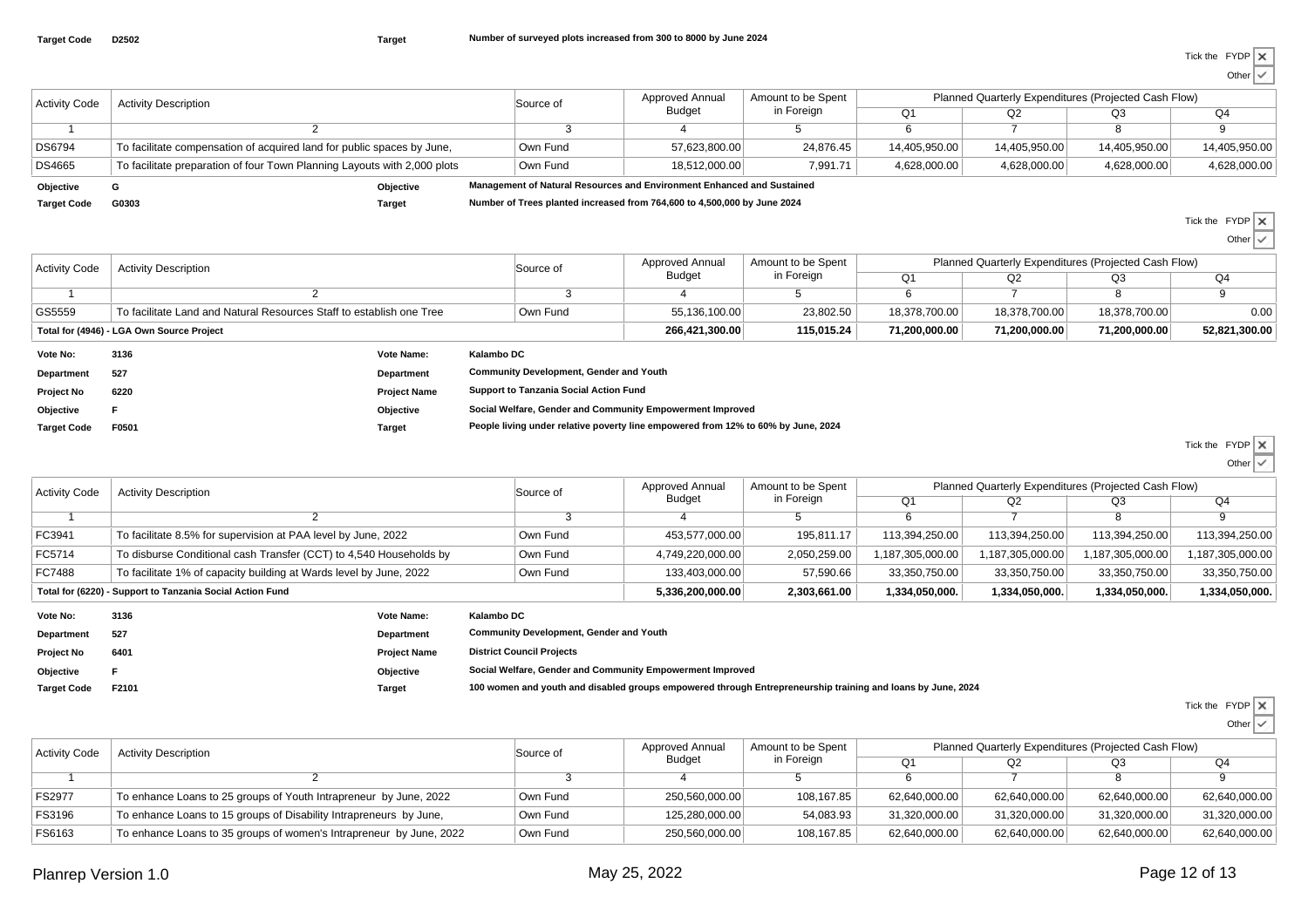| | | | |
|---|---|---|---|
| **Target Code** | **D2502** | **Target** | **Number of surveyed plots increased from 300 to 8000 by June 2024** |

Tick the FYDP ✗
Other ✓

| Activity Code | Activity Description | Source of | Approved Annual Budget | Amount to be Spent in Foreign | Planned Quarterly Expenditures (Projected Cash Flow) | | | |
|---|---|---|---|---|---|---|---|---|
| | | | | | Q1 | Q2 | Q3 | Q4 |
| 1 | 2 | 3 | 4 | 5 | 6 | 7 | 8 | 9 |
| DS6794 | To facilitate compensation of acquired land for public spaces by June, | Own Fund | 57,623,800.00 | 24,876.45 | 14,405,950.00 | 14,405,950.00 | 14,405,950.00 | 14,405,950.00 |
| DS4665 | To facilitate preparation of four Town Planning Layouts with 2,000 plots | Own Fund | 18,512,000.00 | 7,991.71 | 4,628,000.00 | 4,628,000.00 | 4,628,000.00 | 4,628,000.00 |

| | | | |
|---|---|---|---|
| **Objective** | **G** | **Objective** | **Management of Natural Resources and Environment Enhanced and Sustained** |
| **Target Code** | **G0303** | **Target** | **Number of Trees planted increased from 764,600 to 4,500,000 by June 2024** |

Tick the FYDP ✗
Other ✓

| Activity Code | Activity Description | Source of | Approved Annual Budget | Amount to be Spent in Foreign | Planned Quarterly Expenditures (Projected Cash Flow) | | | |
|---|---|---|---|---|---|---|---|---|
| | | | | | Q1 | Q2 | Q3 | Q4 |
| 1 | 2 | 3 | 4 | 5 | 6 | 7 | 8 | 9 |
| GS5559 | To facilitate Land and Natural Resources Staff to establish one Tree | Own Fund | 55,136,100.00 | 23,802.50 | 18,378,700.00 | 18,378,700.00 | 18,378,700.00 | 0.00 |
| **Total for (4946) - LGA Own Source Project** | | | **266,421,300.00** | **115,015.24** | **71,200,000.00** | **71,200,000.00** | **71,200,000.00** | **52,821,300.00** |

| | | | |
|---|---|---|---|
| **Vote No:** | **3136** | **Vote Name:** | **Kalambo DC** |
| **Department** | **527** | **Department** | **Community Development, Gender and Youth** |
| **Project No** | **6220** | **Project Name** | **Support to Tanzania Social Action Fund** |
| **Objective** | **F** | **Objective** | **Social Welfare, Gender and Community Empowerment Improved** |
| **Target Code** | **F0501** | **Target** | **People living under relative poverty line empowered from 12% to 60% by June, 2024** |

Tick the FYDP ✗
Other ✓

| Activity Code | Activity Description | Source of | Approved Annual Budget | Amount to be Spent in Foreign | Planned Quarterly Expenditures (Projected Cash Flow) | | | |
|---|---|---|---|---|---|---|---|---|
| | | | | | Q1 | Q2 | Q3 | Q4 |
| 1 | 2 | 3 | 4 | 5 | 6 | 7 | 8 | 9 |
| FC3941 | To facilitate 8.5% for supervision at PAA level by June, 2022 | Own Fund | 453,577,000.00 | 195,811.17 | 113,394,250.00 | 113,394,250.00 | 113,394,250.00 | 113,394,250.00 |
| FC5714 | To disburse Conditional cash Transfer (CCT) to 4,540 Households by | Own Fund | 4,749,220,000.00 | 2,050,259.00 | 1,187,305,000.00 | 1,187,305,000.00 | 1,187,305,000.00 | 1,187,305,000.00 |
| FC7488 | To facilitate 1% of capacity building at Wards level by June, 2022 | Own Fund | 133,403,000.00 | 57,590.66 | 33,350,750.00 | 33,350,750.00 | 33,350,750.00 | 33,350,750.00 |
| **Total for (6220) - Support to Tanzania Social Action Fund** | | | **5,336,200,000.00** | **2,303,661.00** | **1,334,050,000.** | **1,334,050,000.** | **1,334,050,000.** | **1,334,050,000.** |

| | | | |
|---|---|---|---|
| **Vote No:** | **3136** | **Vote Name:** | **Kalambo DC** |
| **Department** | **527** | **Department** | **Community Development, Gender and Youth** |
| **Project No** | **6401** | **Project Name** | **District Council Projects** |
| **Objective** | **F** | **Objective** | **Social Welfare, Gender and Community Empowerment Improved** |
| **Target Code** | **F2101** | **Target** | **100 women and youth and disabled groups empowered through Entrepreneurship training and loans by June, 2024** |

Tick the FYDP ✗
Other ✓

| Activity Code | Activity Description | Source of | Approved Annual Budget | Amount to be Spent in Foreign | Planned Quarterly Expenditures (Projected Cash Flow) | | | |
|---|---|---|---|---|---|---|---|---|
| | | | | | Q1 | Q2 | Q3 | Q4 |
| 1 | 2 | 3 | 4 | 5 | 6 | 7 | 8 | 9 |
| FS2977 | To enhance Loans to 25 groups of Youth Intrapreneur by June, 2022 | Own Fund | 250,560,000.00 | 108,167.85 | 62,640,000.00 | 62,640,000.00 | 62,640,000.00 | 62,640,000.00 |
| FS3196 | To enhance Loans to 15 groups of Disability Intrapreneurs by June, | Own Fund | 125,280,000.00 | 54,083.93 | 31,320,000.00 | 31,320,000.00 | 31,320,000.00 | 31,320,000.00 |
| FS6163 | To enhance Loans to 35 groups of women's Intrapreneur by June, 2022 | Own Fund | 250,560,000.00 | 108,167.85 | 62,640,000.00 | 62,640,000.00 | 62,640,000.00 | 62,640,000.00 |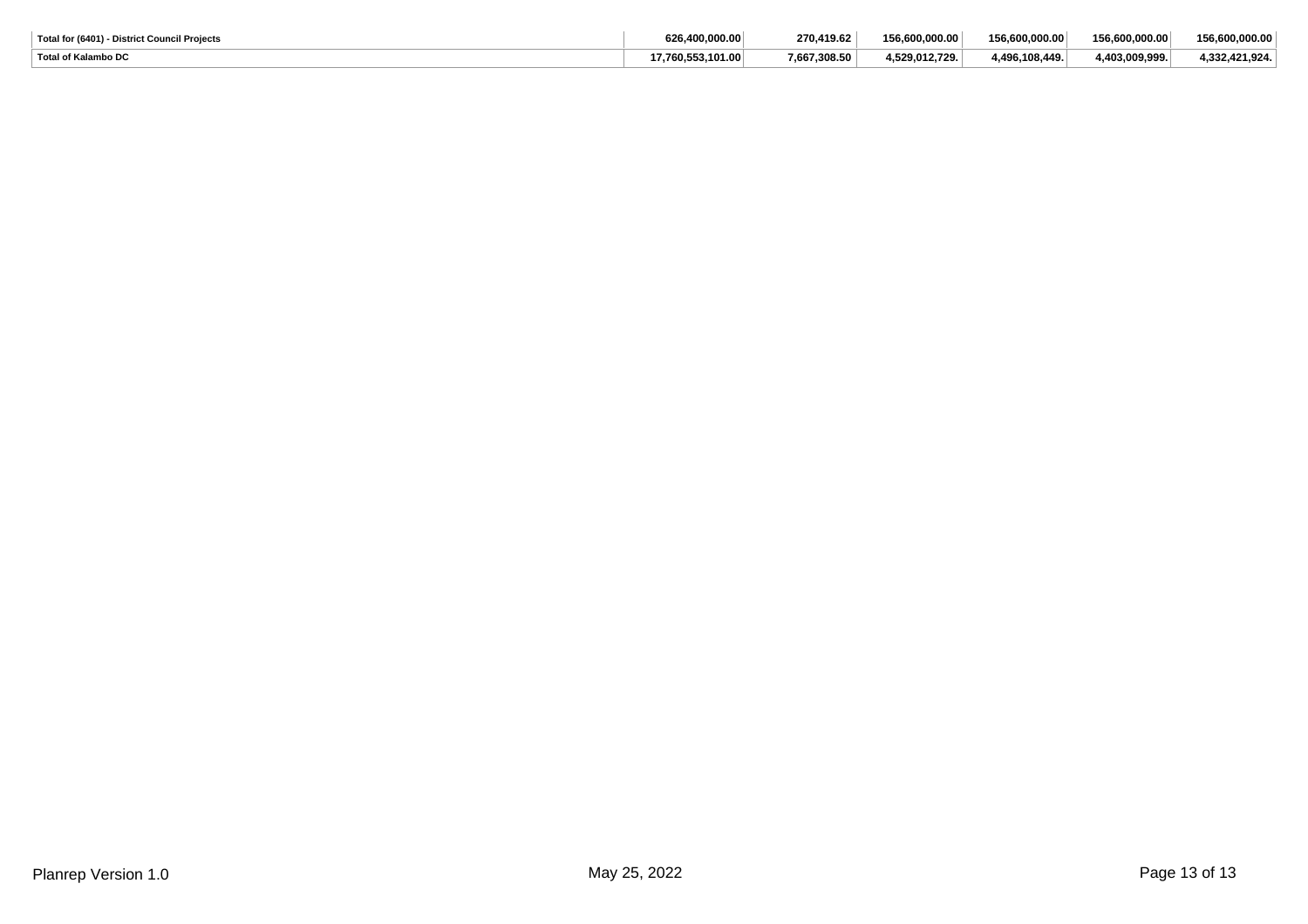| | | | | | | |
|---|---|---|---|---|---|---|
| Total for (6401) - District Council Projects | 626,400,000.00 | 270,419.62 | 156,600,000.00 | 156,600,000.00 | 156,600,000.00 | 156,600,000.00 |
| Total of Kalambo DC | 17,760,553,101.00 | 7,667,308.50 | 4,529,012,729. | 4,496,108,449. | 4,403,009,999. | 4,332,421,924. |

Planrep Version 1.0

May 25, 2022